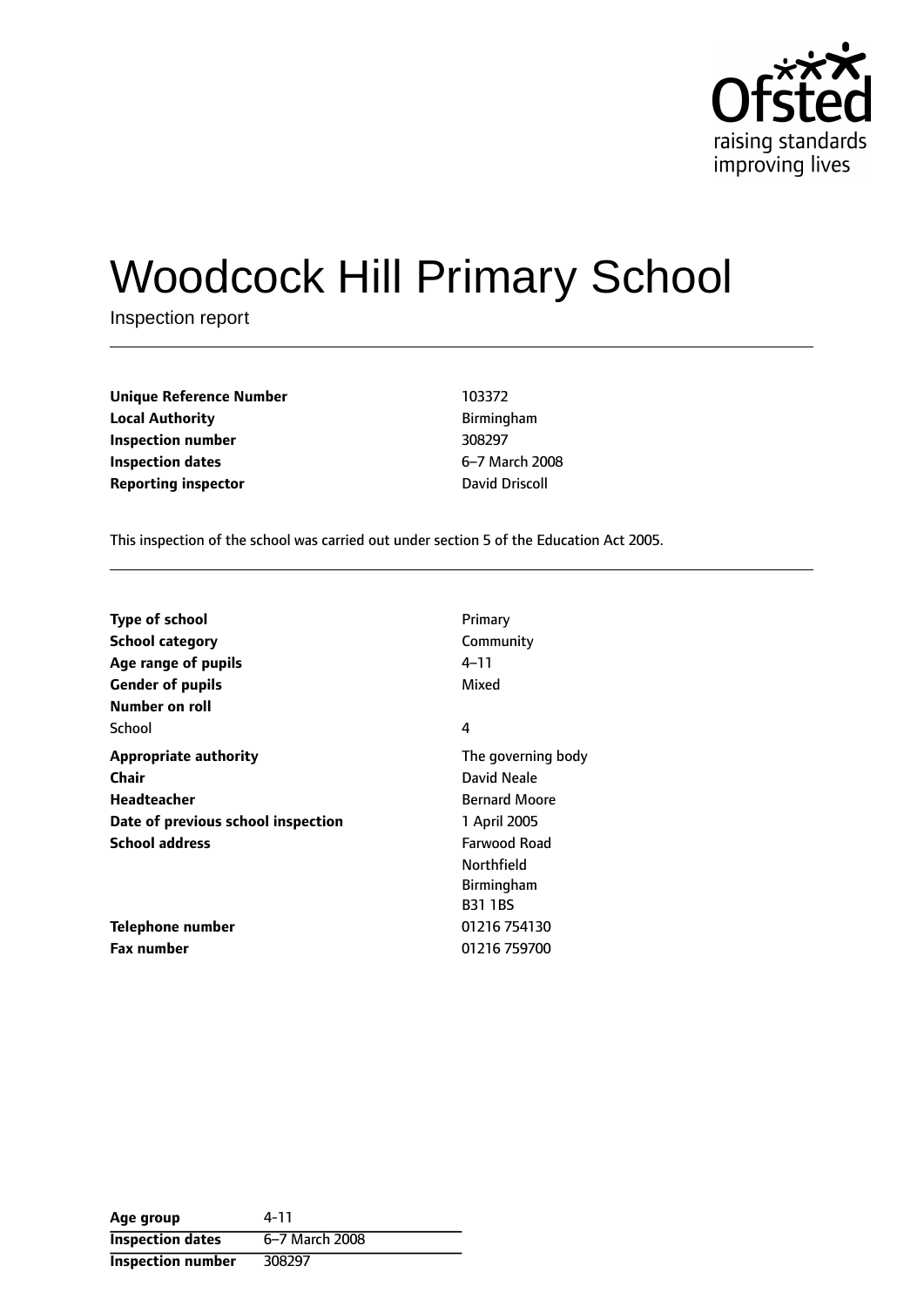# Woodcock Hill Primary School

Inspection report

| | |
|---|---|
| **Unique Reference Number** | 103372 |
| **Local Authority** | Birmingham |
| **Inspection number** | 308297 |
| **Inspection dates** | 6–7 March 2008 |
| **Reporting inspector** | David Driscoll |

This inspection of the school was carried out under section 5 of the Education Act 2005.

| | |
|---|---|
| **Type of school** | Primary |
| **School category** | Community |
| **Age range of pupils** | 4–11 |
| **Gender of pupils** | Mixed |
| **Number on roll** | |
| School | 4 |
| **Appropriate authority** | The governing body |
| **Chair** | David Neale |
| **Headteacher** | Bernard Moore |
| **Date of previous school inspection** | 1 April 2005 |
| **School address** | Farwood Road<br>Northfield<br>Birmingham<br>B31 1BS |
| **Telephone number** | 01216 754130 |
| **Fax number** | 01216 759700 |

| | |
|---|---|
| **Age group** | 4-11 |
| **Inspection dates** | 6–7 March 2008 |
| **Inspection number** | 308297 |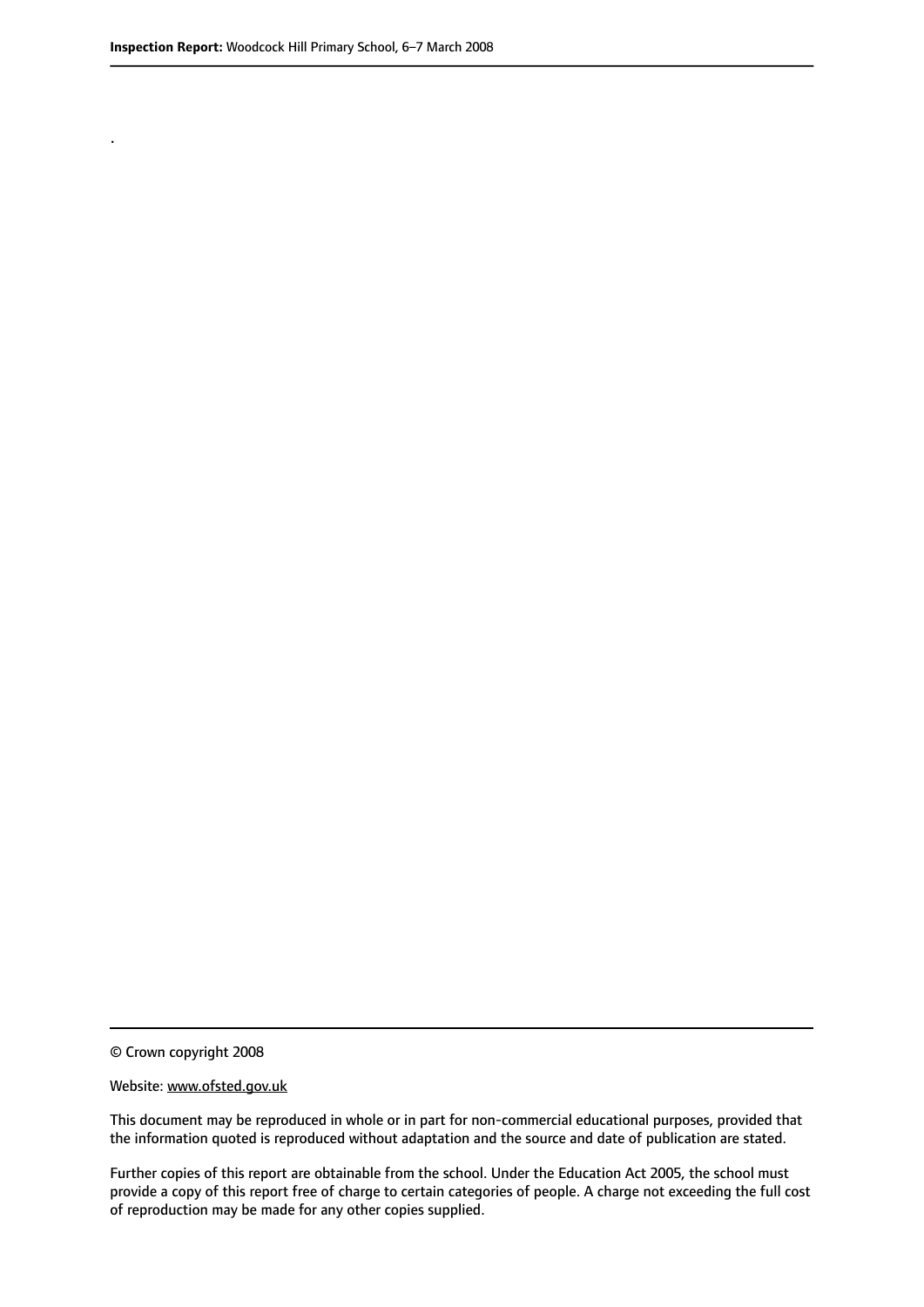.

© Crown copyright 2008

Website: www.ofsted.gov.uk

This document may be reproduced in whole or in part for non-commercial educational purposes, provided that the information quoted is reproduced without adaptation and the source and date of publication are stated.

Further copies of this report are obtainable from the school. Under the Education Act 2005, the school must provide a copy of this report free of charge to certain categories of people. A charge not exceeding the full cost of reproduction may be made for any other copies supplied.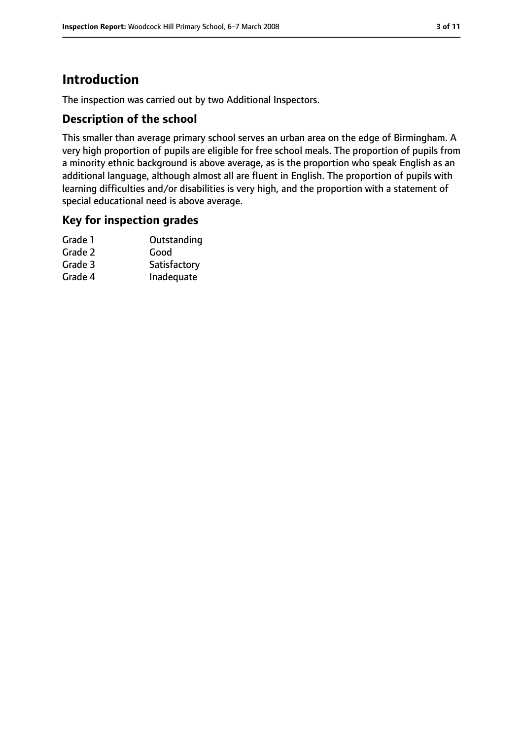# Introduction

The inspection was carried out by two Additional Inspectors.

## Description of the school

This smaller than average primary school serves an urban area on the edge of Birmingham. A very high proportion of pupils are eligible for free school meals. The proportion of pupils from a minority ethnic background is above average, as is the proportion who speak English as an additional language, although almost all are fluent in English. The proportion of pupils with learning difficulties and/or disabilities is very high, and the proportion with a statement of special educational need is above average.

## Key for inspection grades

| | |
|---|---|
| Grade 1 | Outstanding |
| Grade 2 | Good |
| Grade 3 | Satisfactory |
| Grade 4 | Inadequate |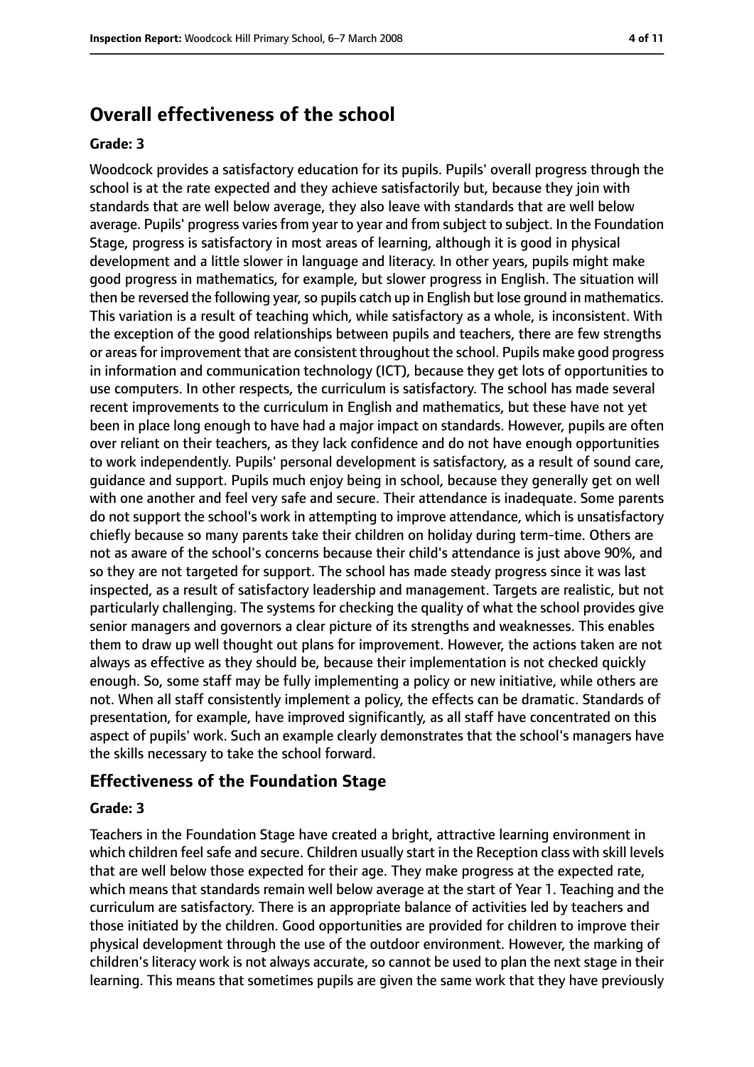# Overall effectiveness of the school

### Grade: 3

Woodcock provides a satisfactory education for its pupils. Pupils' overall progress through the school is at the rate expected and they achieve satisfactorily but, because they join with standards that are well below average, they also leave with standards that are well below average. Pupils' progress varies from year to year and from subject to subject. In the Foundation Stage, progress is satisfactory in most areas of learning, although it is good in physical development and a little slower in language and literacy. In other years, pupils might make good progress in mathematics, for example, but slower progress in English. The situation will then be reversed the following year, so pupils catch up in English but lose ground in mathematics. This variation is a result of teaching which, while satisfactory as a whole, is inconsistent. With the exception of the good relationships between pupils and teachers, there are few strengths or areas for improvement that are consistent throughout the school. Pupils make good progress in information and communication technology (ICT), because they get lots of opportunities to use computers. In other respects, the curriculum is satisfactory. The school has made several recent improvements to the curriculum in English and mathematics, but these have not yet been in place long enough to have had a major impact on standards. However, pupils are often over reliant on their teachers, as they lack confidence and do not have enough opportunities to work independently. Pupils' personal development is satisfactory, as a result of sound care, guidance and support. Pupils much enjoy being in school, because they generally get on well with one another and feel very safe and secure. Their attendance is inadequate. Some parents do not support the school's work in attempting to improve attendance, which is unsatisfactory chiefly because so many parents take their children on holiday during term-time. Others are not as aware of the school's concerns because their child's attendance is just above 90%, and so they are not targeted for support. The school has made steady progress since it was last inspected, as a result of satisfactory leadership and management. Targets are realistic, but not particularly challenging. The systems for checking the quality of what the school provides give senior managers and governors a clear picture of its strengths and weaknesses. This enables them to draw up well thought out plans for improvement. However, the actions taken are not always as effective as they should be, because their implementation is not checked quickly enough. So, some staff may be fully implementing a policy or new initiative, while others are not. When all staff consistently implement a policy, the effects can be dramatic. Standards of presentation, for example, have improved significantly, as all staff have concentrated on this aspect of pupils' work. Such an example clearly demonstrates that the school's managers have the skills necessary to take the school forward.

## Effectiveness of the Foundation Stage

### Grade: 3

Teachers in the Foundation Stage have created a bright, attractive learning environment in which children feel safe and secure. Children usually start in the Reception class with skill levels that are well below those expected for their age. They make progress at the expected rate, which means that standards remain well below average at the start of Year 1. Teaching and the curriculum are satisfactory. There is an appropriate balance of activities led by teachers and those initiated by the children. Good opportunities are provided for children to improve their physical development through the use of the outdoor environment. However, the marking of children's literacy work is not always accurate, so cannot be used to plan the next stage in their learning. This means that sometimes pupils are given the same work that they have previously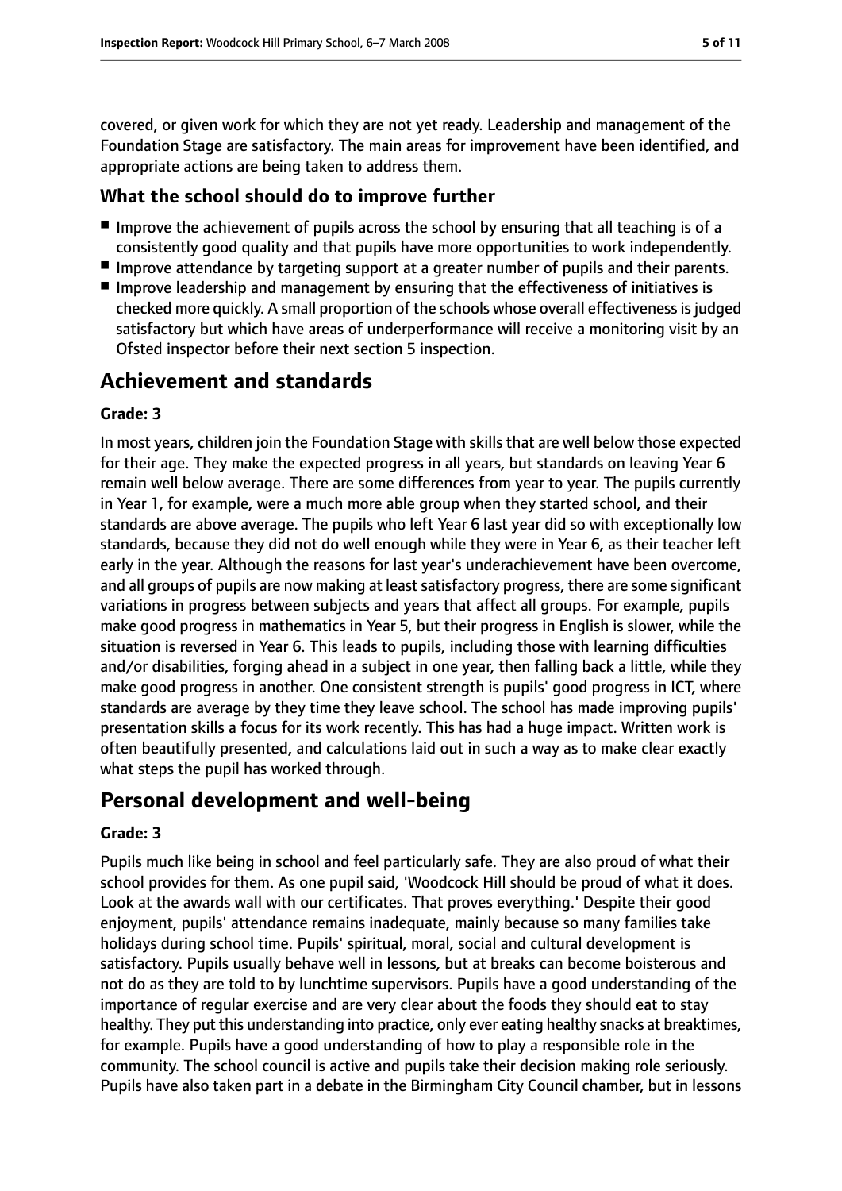covered, or given work for which they are not yet ready. Leadership and management of the Foundation Stage are satisfactory. The main areas for improvement have been identified, and appropriate actions are being taken to address them.

### What the school should do to improve further

- Improve the achievement of pupils across the school by ensuring that all teaching is of a consistently good quality and that pupils have more opportunities to work independently.
- Improve attendance by targeting support at a greater number of pupils and their parents.
- Improve leadership and management by ensuring that the effectiveness of initiatives is checked more quickly. A small proportion of the schools whose overall effectiveness is judged satisfactory but which have areas of underperformance will receive a monitoring visit by an Ofsted inspector before their next section 5 inspection.

## Achievement and standards

**Grade: 3**

In most years, children join the Foundation Stage with skills that are well below those expected for their age. They make the expected progress in all years, but standards on leaving Year 6 remain well below average. There are some differences from year to year. The pupils currently in Year 1, for example, were a much more able group when they started school, and their standards are above average. The pupils who left Year 6 last year did so with exceptionally low standards, because they did not do well enough while they were in Year 6, as their teacher left early in the year. Although the reasons for last year's underachievement have been overcome, and all groups of pupils are now making at least satisfactory progress, there are some significant variations in progress between subjects and years that affect all groups. For example, pupils make good progress in mathematics in Year 5, but their progress in English is slower, while the situation is reversed in Year 6. This leads to pupils, including those with learning difficulties and/or disabilities, forging ahead in a subject in one year, then falling back a little, while they make good progress in another. One consistent strength is pupils' good progress in ICT, where standards are average by they time they leave school. The school has made improving pupils' presentation skills a focus for its work recently. This has had a huge impact. Written work is often beautifully presented, and calculations laid out in such a way as to make clear exactly what steps the pupil has worked through.

## Personal development and well-being

**Grade: 3**

Pupils much like being in school and feel particularly safe. They are also proud of what their school provides for them. As one pupil said, 'Woodcock Hill should be proud of what it does. Look at the awards wall with our certificates. That proves everything.' Despite their good enjoyment, pupils' attendance remains inadequate, mainly because so many families take holidays during school time. Pupils' spiritual, moral, social and cultural development is satisfactory. Pupils usually behave well in lessons, but at breaks can become boisterous and not do as they are told to by lunchtime supervisors. Pupils have a good understanding of the importance of regular exercise and are very clear about the foods they should eat to stay healthy. They put this understanding into practice, only ever eating healthy snacks at breaktimes, for example. Pupils have a good understanding of how to play a responsible role in the community. The school council is active and pupils take their decision making role seriously. Pupils have also taken part in a debate in the Birmingham City Council chamber, but in lessons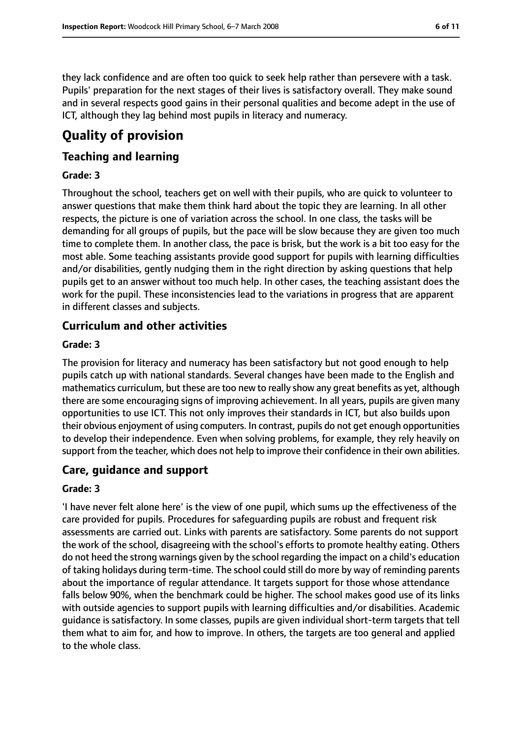they lack confidence and are often too quick to seek help rather than persevere with a task. Pupils' preparation for the next stages of their lives is satisfactory overall. They make sound and in several respects good gains in their personal qualities and become adept in the use of ICT, although they lag behind most pupils in literacy and numeracy.

# Quality of provision

## Teaching and learning

**Grade: 3**

Throughout the school, teachers get on well with their pupils, who are quick to volunteer to answer questions that make them think hard about the topic they are learning. In all other respects, the picture is one of variation across the school. In one class, the tasks will be demanding for all groups of pupils, but the pace will be slow because they are given too much time to complete them. In another class, the pace is brisk, but the work is a bit too easy for the most able. Some teaching assistants provide good support for pupils with learning difficulties and/or disabilities, gently nudging them in the right direction by asking questions that help pupils get to an answer without too much help. In other cases, the teaching assistant does the work for the pupil. These inconsistencies lead to the variations in progress that are apparent in different classes and subjects.

## Curriculum and other activities

**Grade: 3**

The provision for literacy and numeracy has been satisfactory but not good enough to help pupils catch up with national standards. Several changes have been made to the English and mathematics curriculum, but these are too new to really show any great benefits as yet, although there are some encouraging signs of improving achievement. In all years, pupils are given many opportunities to use ICT. This not only improves their standards in ICT, but also builds upon their obvious enjoyment of using computers. In contrast, pupils do not get enough opportunities to develop their independence. Even when solving problems, for example, they rely heavily on support from the teacher, which does not help to improve their confidence in their own abilities.

## Care, guidance and support

**Grade: 3**

'I have never felt alone here' is the view of one pupil, which sums up the effectiveness of the care provided for pupils. Procedures for safeguarding pupils are robust and frequent risk assessments are carried out. Links with parents are satisfactory. Some parents do not support the work of the school, disagreeing with the school's efforts to promote healthy eating. Others do not heed the strong warnings given by the school regarding the impact on a child's education of taking holidays during term-time. The school could still do more by way of reminding parents about the importance of regular attendance. It targets support for those whose attendance falls below 90%, when the benchmark could be higher. The school makes good use of its links with outside agencies to support pupils with learning difficulties and/or disabilities. Academic guidance is satisfactory. In some classes, pupils are given individual short-term targets that tell them what to aim for, and how to improve. In others, the targets are too general and applied to the whole class.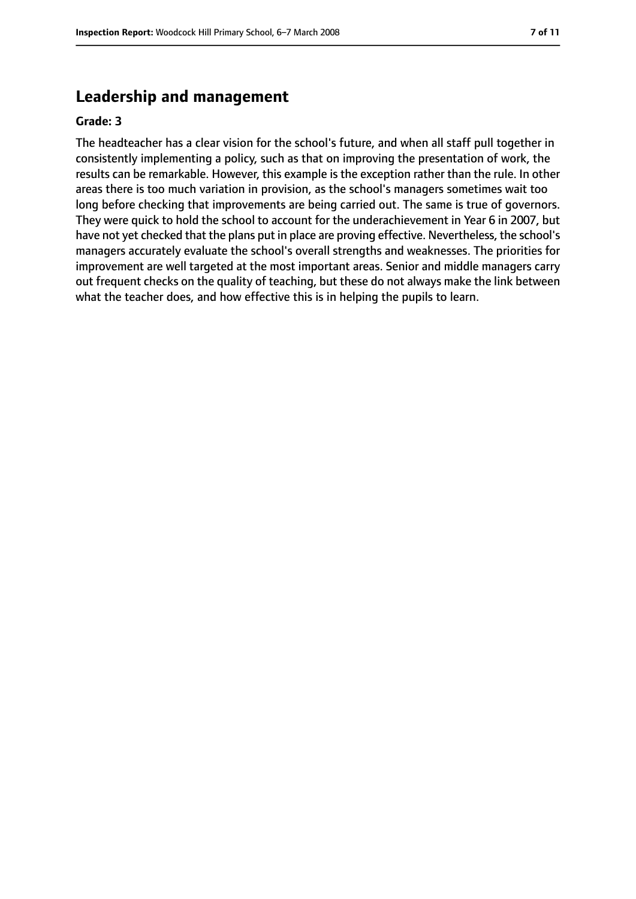## Leadership and management

**Grade: 3**

The headteacher has a clear vision for the school's future, and when all staff pull together in consistently implementing a policy, such as that on improving the presentation of work, the results can be remarkable. However, this example is the exception rather than the rule. In other areas there is too much variation in provision, as the school's managers sometimes wait too long before checking that improvements are being carried out. The same is true of governors. They were quick to hold the school to account for the underachievement in Year 6 in 2007, but have not yet checked that the plans put in place are proving effective. Nevertheless, the school's managers accurately evaluate the school's overall strengths and weaknesses. The priorities for improvement are well targeted at the most important areas. Senior and middle managers carry out frequent checks on the quality of teaching, but these do not always make the link between what the teacher does, and how effective this is in helping the pupils to learn.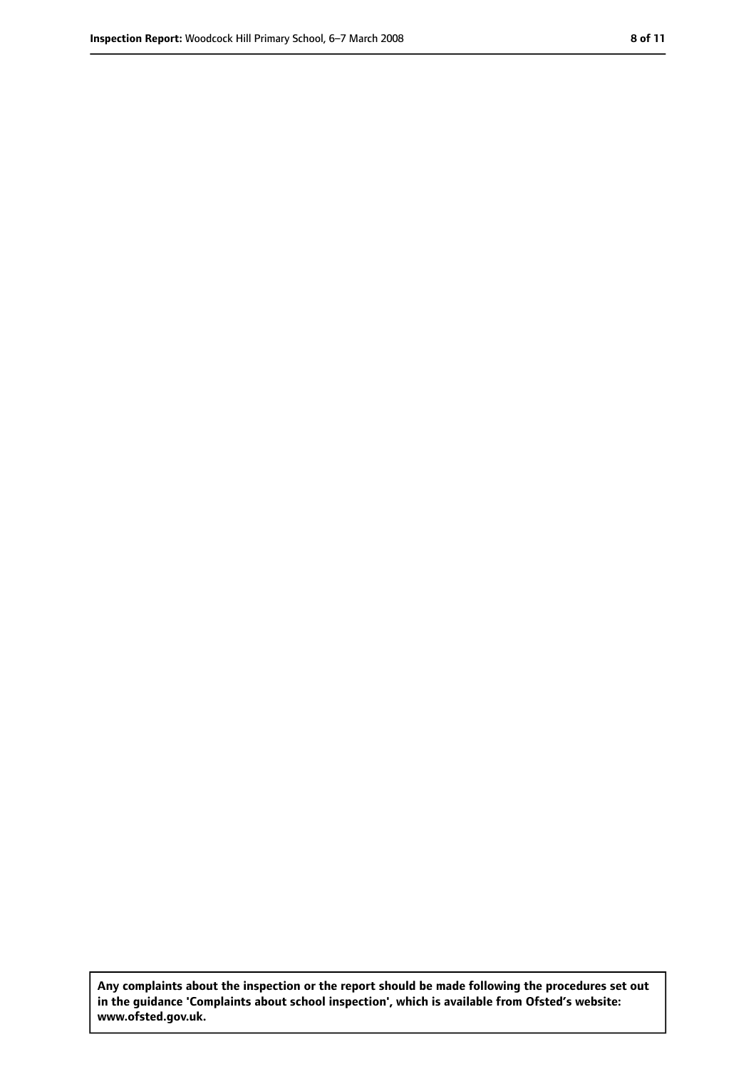**Any complaints about the inspection or the report should be made following the procedures set out in the guidance 'Complaints about school inspection', which is available from Ofsted's website: www.ofsted.gov.uk.**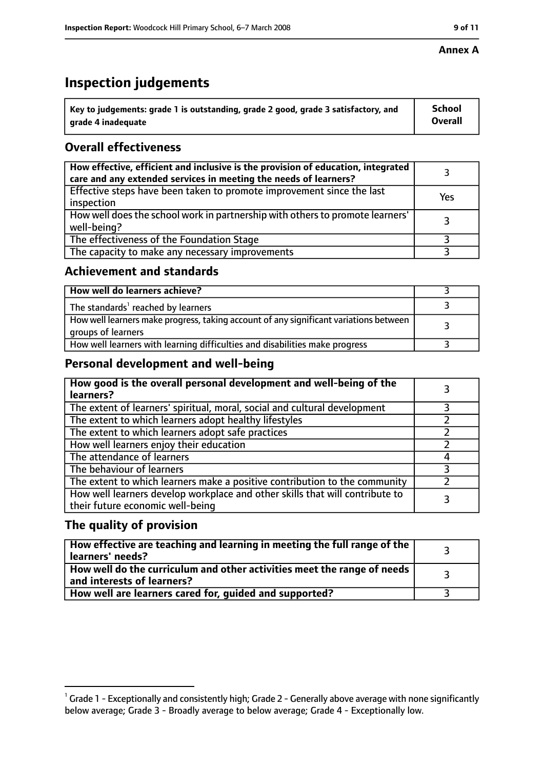**Annex A**

# Inspection judgements

| Key to judgements: grade 1 is outstanding, grade 2 good, grade 3 satisfactory, and grade 4 inadequate | School Overall |
|---|---|

## Overall effectiveness

| | |
|---|---|
| How effective, efficient and inclusive is the provision of education, integrated care and any extended services in meeting the needs of learners? | 3 |
| Effective steps have been taken to promote improvement since the last inspection | Yes |
| How well does the school work in partnership with others to promote learners' well-being? | 3 |
| The effectiveness of the Foundation Stage | 3 |
| The capacity to make any necessary improvements | 3 |

## Achievement and standards

| | |
|---|---|
| **How well do learners achieve?** | 3 |
| The standards[1] reached by learners | 3 |
| How well learners make progress, taking account of any significant variations between groups of learners | 3 |
| How well learners with learning difficulties and disabilities make progress | 3 |

## Personal development and well-being

| | |
|---|---|
| **How good is the overall personal development and well-being of the learners?** | 3 |
| The extent of learners' spiritual, moral, social and cultural development | 3 |
| The extent to which learners adopt healthy lifestyles | 2 |
| The extent to which learners adopt safe practices | 2 |
| How well learners enjoy their education | 2 |
| The attendance of learners | 4 |
| The behaviour of learners | 3 |
| The extent to which learners make a positive contribution to the community | 2 |
| How well learners develop workplace and other skills that will contribute to their future economic well-being | 3 |

## The quality of provision

| | |
|---|---|
| **How effective are teaching and learning in meeting the full range of the learners' needs?** | 3 |
| **How well do the curriculum and other activities meet the range of needs and interests of learners?** | 3 |
| **How well are learners cared for, guided and supported?** | 3 |

[1] Grade 1 - Exceptionally and consistently high; Grade 2 - Generally above average with none significantly below average; Grade 3 - Broadly average to below average; Grade 4 - Exceptionally low.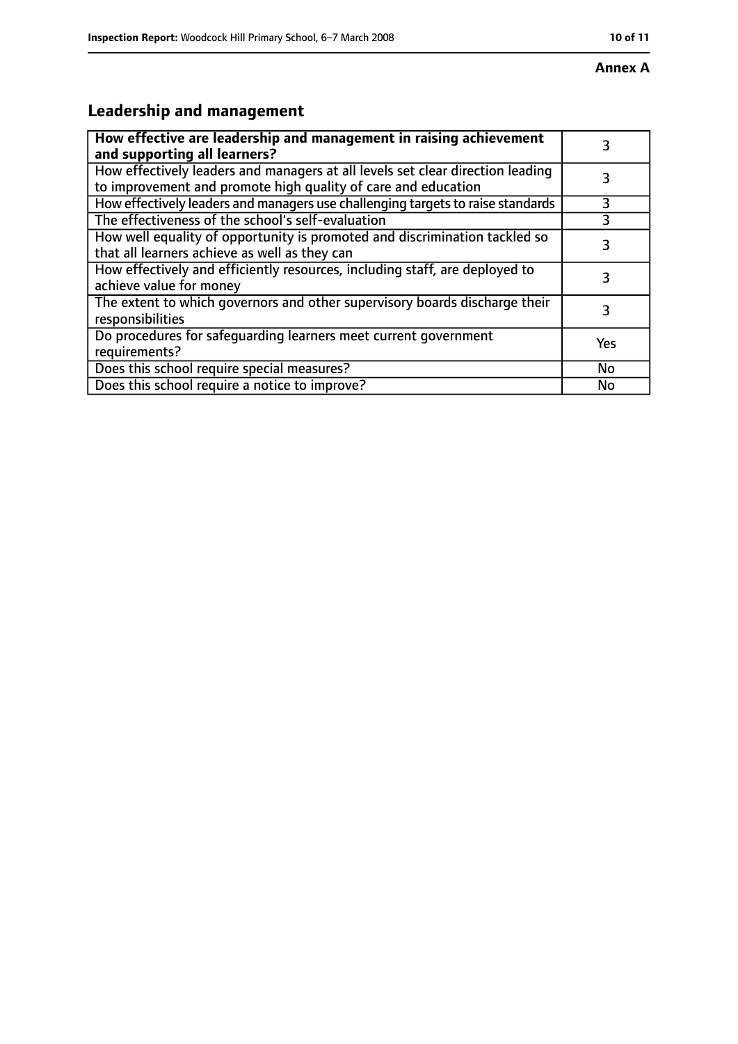**Annex A**

## Leadership and management

| How effective are leadership and management in raising achievement and supporting all learners? | 3 |
| --- | --- |
| How effectively leaders and managers at all levels set clear direction leading to improvement and promote high quality of care and education | 3 |
| How effectively leaders and managers use challenging targets to raise standards | 3 |
| The effectiveness of the school's self-evaluation | 3 |
| How well equality of opportunity is promoted and discrimination tackled so that all learners achieve as well as they can | 3 |
| How effectively and efficiently resources, including staff, are deployed to achieve value for money | 3 |
| The extent to which governors and other supervisory boards discharge their responsibilities | 3 |
| Do procedures for safeguarding learners meet current government requirements? | Yes |
| Does this school require special measures? | No |
| Does this school require a notice to improve? | No |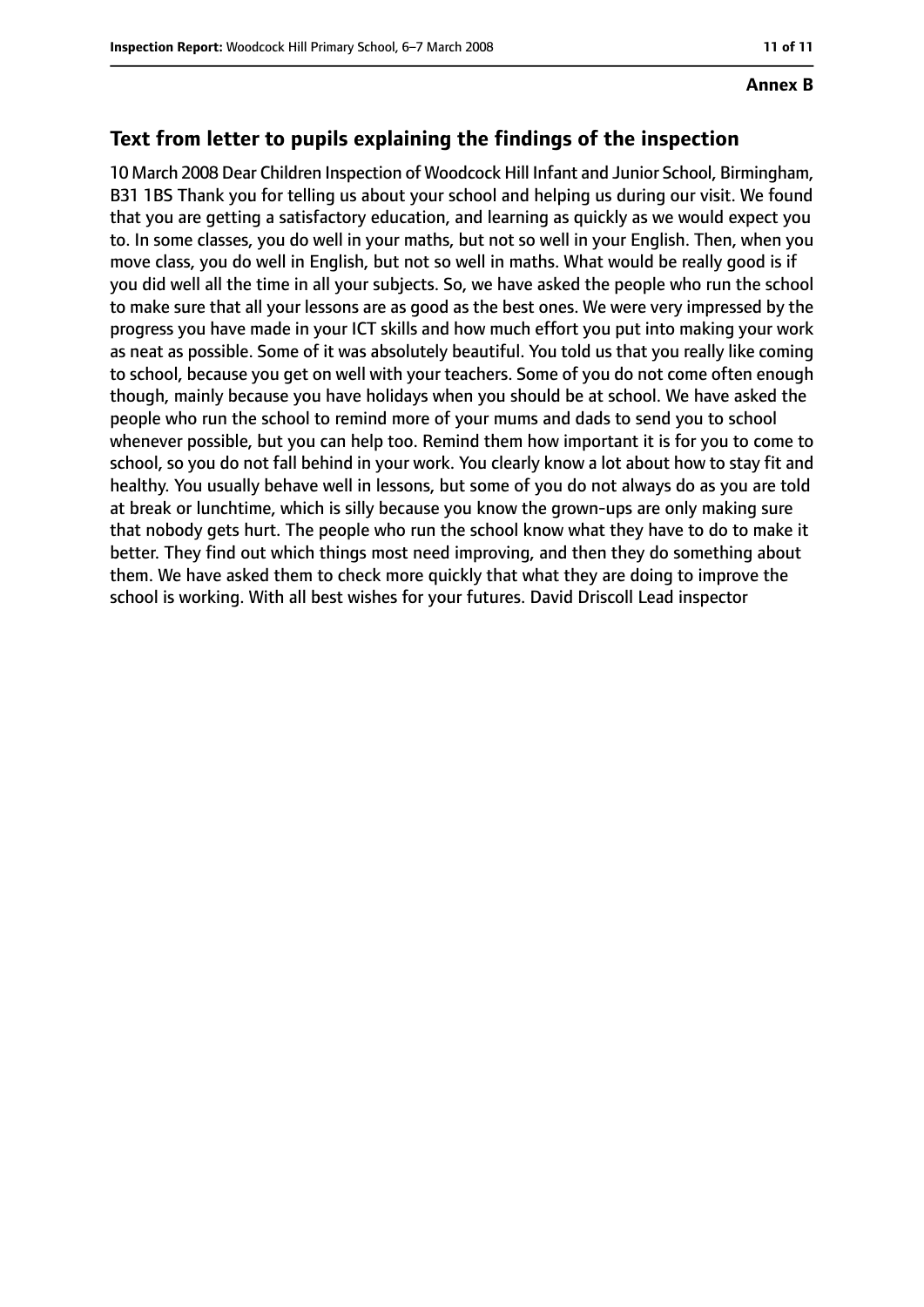**Annex B**

## Text from letter to pupils explaining the findings of the inspection

10 March 2008 Dear Children Inspection of Woodcock Hill Infant and Junior School, Birmingham, B31 1BS Thank you for telling us about your school and helping us during our visit. We found that you are getting a satisfactory education, and learning as quickly as we would expect you to. In some classes, you do well in your maths, but not so well in your English. Then, when you move class, you do well in English, but not so well in maths. What would be really good is if you did well all the time in all your subjects. So, we have asked the people who run the school to make sure that all your lessons are as good as the best ones. We were very impressed by the progress you have made in your ICT skills and how much effort you put into making your work as neat as possible. Some of it was absolutely beautiful. You told us that you really like coming to school, because you get on well with your teachers. Some of you do not come often enough though, mainly because you have holidays when you should be at school. We have asked the people who run the school to remind more of your mums and dads to send you to school whenever possible, but you can help too. Remind them how important it is for you to come to school, so you do not fall behind in your work. You clearly know a lot about how to stay fit and healthy. You usually behave well in lessons, but some of you do not always do as you are told at break or lunchtime, which is silly because you know the grown-ups are only making sure that nobody gets hurt. The people who run the school know what they have to do to make it better. They find out which things most need improving, and then they do something about them. We have asked them to check more quickly that what they are doing to improve the school is working. With all best wishes for your futures. David Driscoll Lead inspector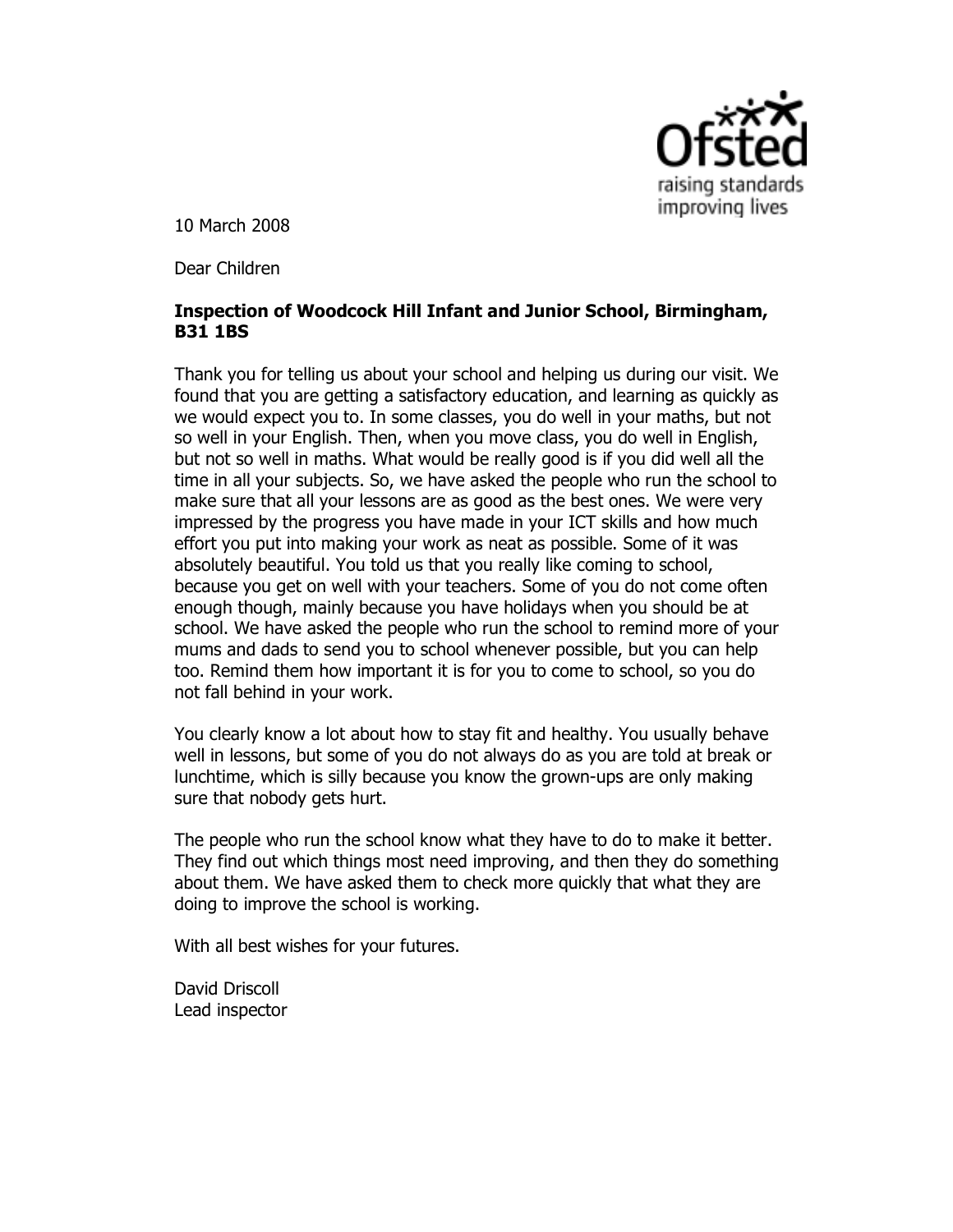10 March 2008

Dear Children

**Inspection of Woodcock Hill Infant and Junior School, Birmingham, B31 1BS**

Thank you for telling us about your school and helping us during our visit. We found that you are getting a satisfactory education, and learning as quickly as we would expect you to. In some classes, you do well in your maths, but not so well in your English. Then, when you move class, you do well in English, but not so well in maths. What would be really good is if you did well all the time in all your subjects. So, we have asked the people who run the school to make sure that all your lessons are as good as the best ones. We were very impressed by the progress you have made in your ICT skills and how much effort you put into making your work as neat as possible. Some of it was absolutely beautiful. You told us that you really like coming to school, because you get on well with your teachers. Some of you do not come often enough though, mainly because you have holidays when you should be at school. We have asked the people who run the school to remind more of your mums and dads to send you to school whenever possible, but you can help too. Remind them how important it is for you to come to school, so you do not fall behind in your work.

You clearly know a lot about how to stay fit and healthy. You usually behave well in lessons, but some of you do not always do as you are told at break or lunchtime, which is silly because you know the grown-ups are only making sure that nobody gets hurt.

The people who run the school know what they have to do to make it better. They find out which things most need improving, and then they do something about them. We have asked them to check more quickly that what they are doing to improve the school is working.

With all best wishes for your futures.

David Driscoll
Lead inspector